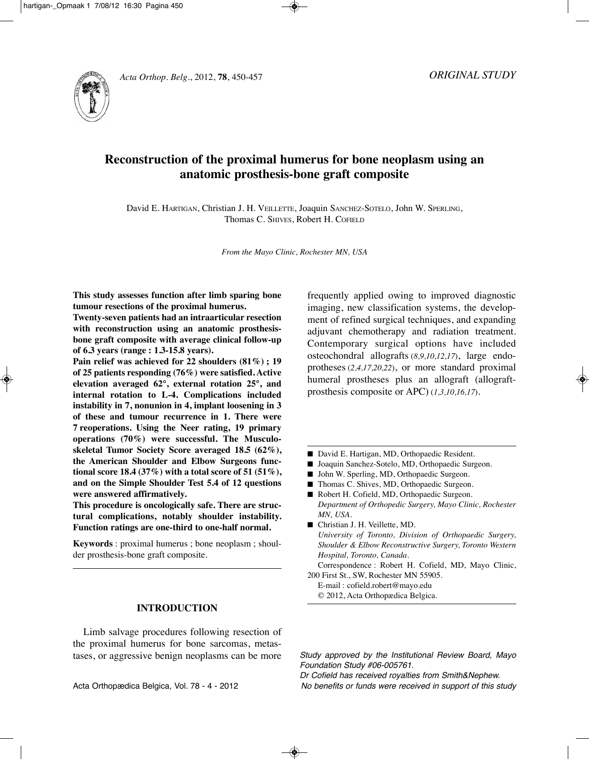*ORIGINAL STUDY*

# Reconstruction of the proximal humerus for bone neoplasm using an anatomic prosthesis-bone graft composite

David E. HARTIGAN, Christian J. H. VEILLETTE, Joaquin SANCHEZ-SOTELO, John W. SPERLING, Thomas C. SHIVES, Robert H. COFIELD

*From the Mayo Clinic, Rochester MN, USA*

**This study assesses function after limb sparing bone tumour resections of the proximal humerus.**

**Twenty-seven patients had an intraarticular resection with reconstruction using an anatomic prosthesis-bone graft composite with average clinical follow-up of 6.3 years (range : 1.3-15.8 years).**

**Pain relief was achieved for 22 shoulders (81%) ; 19 of 25 patients responding (76%) were satisfied. Active elevation averaged 62°, external rotation 25°, and internal rotation to L-4. Complications included instability in 7, nonunion in 4, implant loosening in 3 of these and tumour recurrence in 1. There were 7 reoperations. Using the Neer rating, 19 primary operations (70%) were successful. The Musculoskeletal Tumor Society Score averaged 18.5 (62%), the American Shoulder and Elbow Surgeons functional score 18.4 (37%) with a total score of 51 (51%), and on the Simple Shoulder Test 5.4 of 12 questions were answered affirmatively.**

**This procedure is oncologically safe. There are structural complications, notably shoulder instability. Function ratings are one-third to one-half normal.**

**Keywords** : proximal humerus ; bone neoplasm ; shoulder prosthesis-bone graft composite.

## INTRODUCTION

Limb salvage procedures following resection of the proximal humerus for bone sarcomas, metastases, or aggressive benign neoplasms can be more frequently applied owing to improved diagnostic imaging, new classification systems, the development of refined surgical techniques, and expanding adjuvant chemotherapy and radiation treatment. Contemporary surgical options have included osteochondral allografts (*8,9,10,12,17*), large endoprotheses (*2,4,17,20,22*), or more standard proximal humeral prostheses plus an allograft (allograft-prosthesis composite or APC) (*1,3,10,16,17*).

- David E. Hartigan, MD, Orthopaedic Resident.
- Joaquin Sanchez-Sotelo, MD, Orthopaedic Surgeon.
- John W. Sperling, MD, Orthopaedic Surgeon.
- Thomas C. Shives, MD, Orthopaedic Surgeon.
- Robert H. Cofield, MD, Orthopaedic Surgeon.
  *Department of Orthopedic Surgery, Mayo Clinic, Rochester MN, USA.*
- Christian J. H. Veillette, MD.
  *University of Toronto, Division of Orthopaedic Surgery, Shoulder & Elbow Reconstructive Surgery, Toronto Western Hospital, Toronto, Canada.*

Correspondence : Robert H. Cofield, MD, Mayo Clinic, 200 First St., SW, Rochester MN 55905.
E-mail : cofield.robert@mayo.edu
© 2012, Acta Orthopædica Belgica.

*Study approved by the Institutional Review Board, Mayo Foundation Study #06-005761.*
*Dr Cofield has received royalties from Smith&Nephew.*
*No benefits or funds were received in support of this study*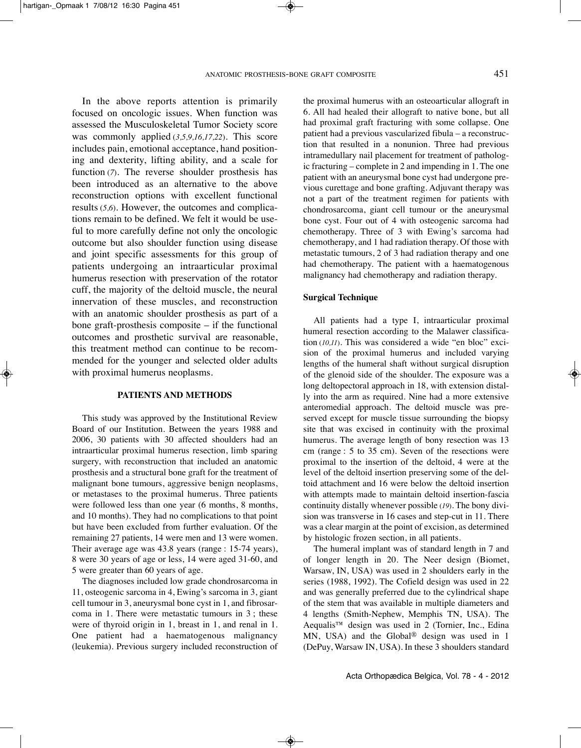In the above reports attention is primarily focused on oncologic issues. When function was assessed the Musculoskeletal Tumor Society score was commonly applied (*3,5,9,16,17,22*). This score includes pain, emotional acceptance, hand positioning and dexterity, lifting ability, and a scale for function (*7*). The reverse shoulder prosthesis has been introduced as an alternative to the above reconstruction options with excellent functional results (*5,6*). However, the outcomes and complications remain to be defined. We felt it would be useful to more carefully define not only the oncologic outcome but also shoulder function using disease and joint specific assessments for this group of patients undergoing an intraarticular proximal humerus resection with preservation of the rotator cuff, the majority of the deltoid muscle, the neural innervation of these muscles, and reconstruction with an anatomic shoulder prosthesis as part of a bone graft-prosthesis composite – if the functional outcomes and prosthetic survival are reasonable, this treatment method can continue to be recommended for the younger and selected older adults with proximal humerus neoplasms.

## PATIENTS AND METHODS

This study was approved by the Institutional Review Board of our Institution. Between the years 1988 and 2006, 30 patients with 30 affected shoulders had an intraarticular proximal humerus resection, limb sparing surgery, with reconstruction that included an anatomic prosthesis and a structural bone graft for the treatment of malignant bone tumours, aggressive benign neoplasms, or metastases to the proximal humerus. Three patients were followed less than one year (6 months, 8 months, and 10 months). They had no complications to that point but have been excluded from further evaluation. Of the remaining 27 patients, 14 were men and 13 were women. Their average age was 43.8 years (range : 15-74 years), 8 were 30 years of age or less, 14 were aged 31-60, and 5 were greater than 60 years of age.

The diagnoses included low grade chondrosarcoma in 11, osteogenic sarcoma in 4, Ewing's sarcoma in 3, giant cell tumour in 3, aneurysmal bone cyst in 1, and fibrosarcoma in 1. There were metastatic tumours in 3 ; these were of thyroid origin in 1, breast in 1, and renal in 1. One patient had a haematogenous malignancy (leukemia). Previous surgery included reconstruction of the proximal humerus with an osteoarticular allograft in 6. All had healed their allograft to native bone, but all had proximal graft fracturing with some collapse. One patient had a previous vascularized fibula – a reconstruction that resulted in a nonunion. Three had previous intramedullary nail placement for treatment of pathologic fracturing – complete in 2 and impending in 1. The one patient with an aneurysmal bone cyst had undergone previous curettage and bone grafting. Adjuvant therapy was not a part of the treatment regimen for patients with chondrosarcoma, giant cell tumour or the aneurysmal bone cyst. Four out of 4 with osteogenic sarcoma had chemotherapy. Three of 3 with Ewing's sarcoma had chemotherapy, and 1 had radiation therapy. Of those with metastatic tumours, 2 of 3 had radiation therapy and one had chemotherapy. The patient with a haematogenous malignancy had chemotherapy and radiation therapy.

### Surgical Technique

All patients had a type I, intraarticular proximal humeral resection according to the Malawer classification (*10,11*). This was considered a wide "en bloc" excision of the proximal humerus and included varying lengths of the humeral shaft without surgical disruption of the glenoid side of the shoulder. The exposure was a long deltopectoral approach in 18, with extension distally into the arm as required. Nine had a more extensive anteromedial approach. The deltoid muscle was preserved except for muscle tissue surrounding the biopsy site that was excised in continuity with the proximal humerus. The average length of bony resection was 13 cm (range : 5 to 35 cm). Seven of the resections were proximal to the insertion of the deltoid, 4 were at the level of the deltoid insertion preserving some of the deltoid attachment and 16 were below the deltoid insertion with attempts made to maintain deltoid insertion-fascia continuity distally whenever possible (*19*). The bony division was transverse in 16 cases and step-cut in 11. There was a clear margin at the point of excision, as determined by histologic frozen section, in all patients.

The humeral implant was of standard length in 7 and of longer length in 20. The Neer design (Biomet, Warsaw, IN, USA) was used in 2 shoulders early in the series (1988, 1992). The Cofield design was used in 22 and was generally preferred due to the cylindrical shape of the stem that was available in multiple diameters and 4 lengths (Smith-Nephew, Memphis TN, USA). The Aequalis™ design was used in 2 (Tornier, Inc., Edina MN, USA) and the Global® design was used in 1 (DePuy, Warsaw IN, USA). In these 3 shoulders standard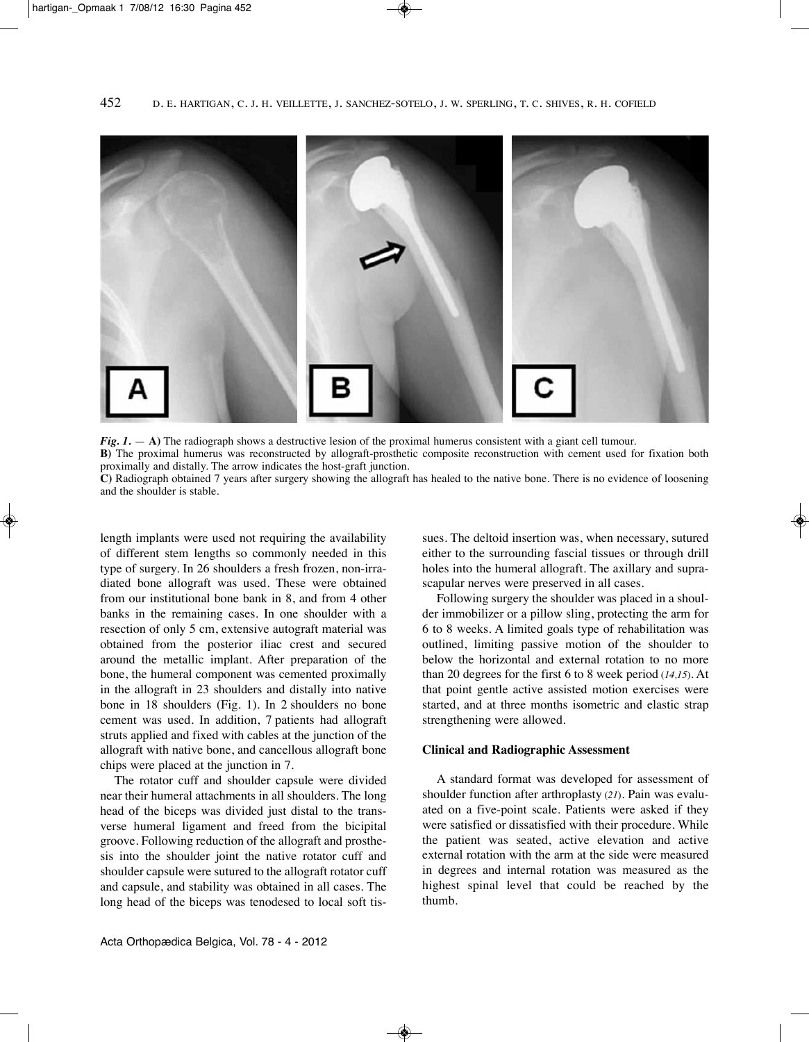*Fig. 1.* — **A)** The radiograph shows a destructive lesion of the proximal humerus consistent with a giant cell tumour.
**B)** The proximal humerus was reconstructed by allograft-prosthetic composite reconstruction with cement used for fixation both proximally and distally. The arrow indicates the host-graft junction.
**C)** Radiograph obtained 7 years after surgery showing the allograft has healed to the native bone. There is no evidence of loosening and the shoulder is stable.

length implants were used not requiring the availability of different stem lengths so commonly needed in this type of surgery. In 26 shoulders a fresh frozen, non-irradiated bone allograft was used. These were obtained from our institutional bone bank in 8, and from 4 other banks in the remaining cases. In one shoulder with a resection of only 5 cm, extensive autograft material was obtained from the posterior iliac crest and secured around the metallic implant. After preparation of the bone, the humeral component was cemented proximally in the allograft in 23 shoulders and distally into native bone in 18 shoulders (Fig. 1). In 2 shoulders no bone cement was used. In addition, 7 patients had allograft struts applied and fixed with cables at the junction of the allograft with native bone, and cancellous allograft bone chips were placed at the junction in 7.

The rotator cuff and shoulder capsule were divided near their humeral attachments in all shoulders. The long head of the biceps was divided just distal to the transverse humeral ligament and freed from the bicipital groove. Following reduction of the allograft and prosthesis into the shoulder joint the native rotator cuff and shoulder capsule were sutured to the allograft rotator cuff and capsule, and stability was obtained in all cases. The long head of the biceps was tenodesed to local soft tissues. The deltoid insertion was, when necessary, sutured either to the surrounding fascial tissues or through drill holes into the humeral allograft. The axillary and suprascapular nerves were preserved in all cases.

Following surgery the shoulder was placed in a shoulder immobilizer or a pillow sling, protecting the arm for 6 to 8 weeks. A limited goals type of rehabilitation was outlined, limiting passive motion of the shoulder to below the horizontal and external rotation to no more than 20 degrees for the first 6 to 8 week period (*14,15*). At that point gentle active assisted motion exercises were started, and at three months isometric and elastic strap strengthening were allowed.

**Clinical and Radiographic Assessment**

A standard format was developed for assessment of shoulder function after arthroplasty (*21*). Pain was evaluated on a five-point scale. Patients were asked if they were satisfied or dissatisfied with their procedure. While the patient was seated, active elevation and active external rotation with the arm at the side were measured in degrees and internal rotation was measured as the highest spinal level that could be reached by the thumb.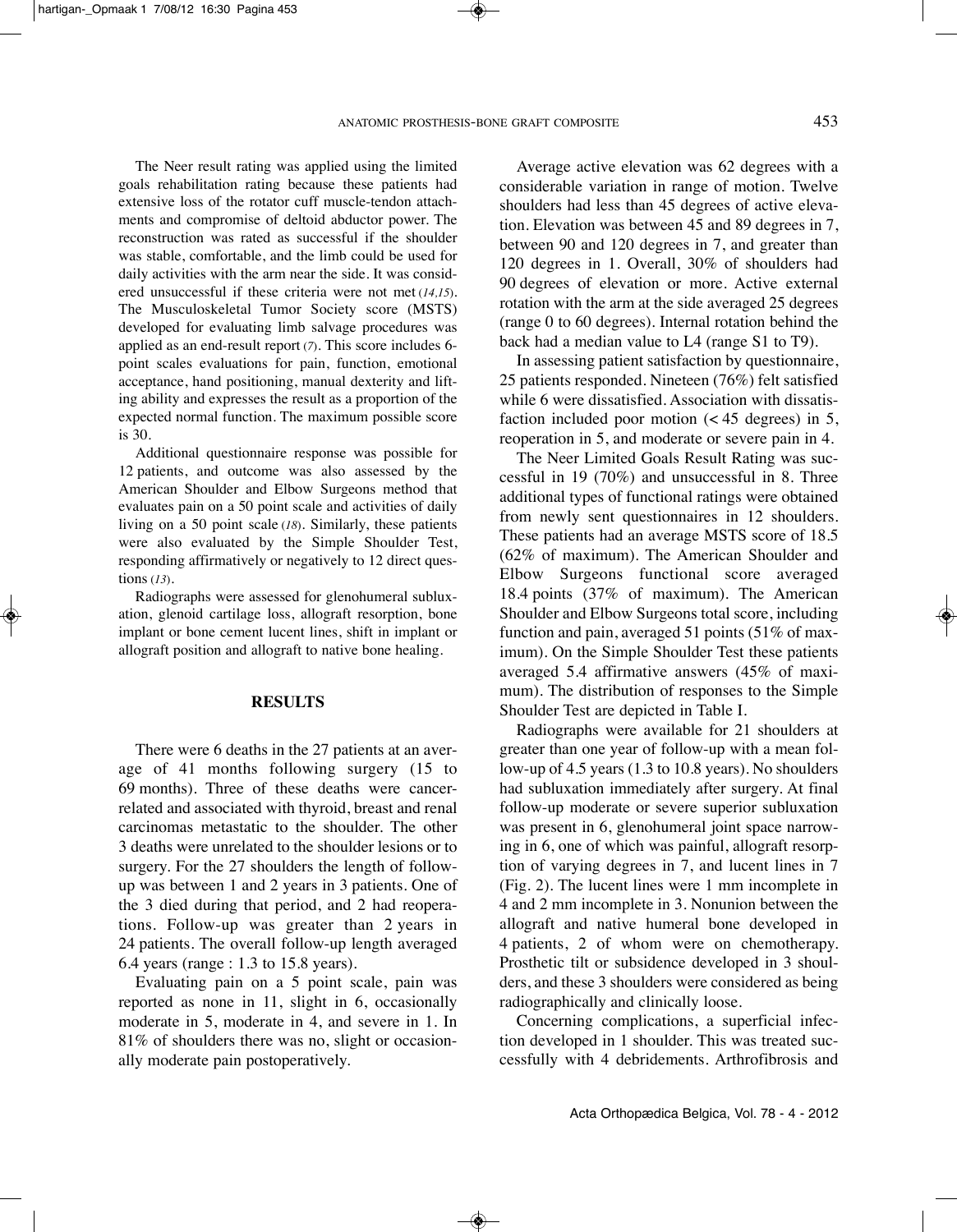The Neer result rating was applied using the limited goals rehabilitation rating because these patients had extensive loss of the rotator cuff muscle-tendon attachments and compromise of deltoid abductor power. The reconstruction was rated as successful if the shoulder was stable, comfortable, and the limb could be used for daily activities with the arm near the side. It was considered unsuccessful if these criteria were not met (*14,15*). The Musculoskeletal Tumor Society score (MSTS) developed for evaluating limb salvage procedures was applied as an end-result report (*7*). This score includes 6-point scales evaluations for pain, function, emotional acceptance, hand positioning, manual dexterity and lifting ability and expresses the result as a proportion of the expected normal function. The maximum possible score is 30.

Additional questionnaire response was possible for 12 patients, and outcome was also assessed by the American Shoulder and Elbow Surgeons method that evaluates pain on a 50 point scale and activities of daily living on a 50 point scale (*18*). Similarly, these patients were also evaluated by the Simple Shoulder Test, responding affirmatively or negatively to 12 direct questions (*13*).

Radiographs were assessed for glenohumeral subluxation, glenoid cartilage loss, allograft resorption, bone implant or bone cement lucent lines, shift in implant or allograft position and allograft to native bone healing.

## RESULTS

There were 6 deaths in the 27 patients at an average of 41 months following surgery (15 to 69 months). Three of these deaths were cancer-related and associated with thyroid, breast and renal carcinomas metastatic to the shoulder. The other 3 deaths were unrelated to the shoulder lesions or to surgery. For the 27 shoulders the length of follow-up was between 1 and 2 years in 3 patients. One of the 3 died during that period, and 2 had reoperations. Follow-up was greater than 2 years in 24 patients. The overall follow-up length averaged 6.4 years (range : 1.3 to 15.8 years).

Evaluating pain on a 5 point scale, pain was reported as none in 11, slight in 6, occasionally moderate in 5, moderate in 4, and severe in 1. In 81% of shoulders there was no, slight or occasionally moderate pain postoperatively.

Average active elevation was 62 degrees with a considerable variation in range of motion. Twelve shoulders had less than 45 degrees of active elevation. Elevation was between 45 and 89 degrees in 7, between 90 and 120 degrees in 7, and greater than 120 degrees in 1. Overall, 30% of shoulders had 90 degrees of elevation or more. Active external rotation with the arm at the side averaged 25 degrees (range 0 to 60 degrees). Internal rotation behind the back had a median value to L4 (range S1 to T9).

In assessing patient satisfaction by questionnaire, 25 patients responded. Nineteen (76%) felt satisfied while 6 were dissatisfied. Association with dissatisfaction included poor motion (< 45 degrees) in 5, reoperation in 5, and moderate or severe pain in 4.

The Neer Limited Goals Result Rating was successful in 19 (70%) and unsuccessful in 8. Three additional types of functional ratings were obtained from newly sent questionnaires in 12 shoulders. These patients had an average MSTS score of 18.5 (62% of maximum). The American Shoulder and Elbow Surgeons functional score averaged 18.4 points (37% of maximum). The American Shoulder and Elbow Surgeons total score, including function and pain, averaged 51 points (51% of maximum). On the Simple Shoulder Test these patients averaged 5.4 affirmative answers (45% of maximum). The distribution of responses to the Simple Shoulder Test are depicted in Table I.

Radiographs were available for 21 shoulders at greater than one year of follow-up with a mean follow-up of 4.5 years (1.3 to 10.8 years). No shoulders had subluxation immediately after surgery. At final follow-up moderate or severe superior subluxation was present in 6, glenohumeral joint space narrowing in 6, one of which was painful, allograft resorption of varying degrees in 7, and lucent lines in 7 (Fig. 2). The lucent lines were 1 mm incomplete in 4 and 2 mm incomplete in 3. Nonunion between the allograft and native humeral bone developed in 4 patients, 2 of whom were on chemotherapy. Prosthetic tilt or subsidence developed in 3 shoulders, and these 3 shoulders were considered as being radiographically and clinically loose.

Concerning complications, a superficial infection developed in 1 shoulder. This was treated successfully with 4 debridements. Arthrofibrosis and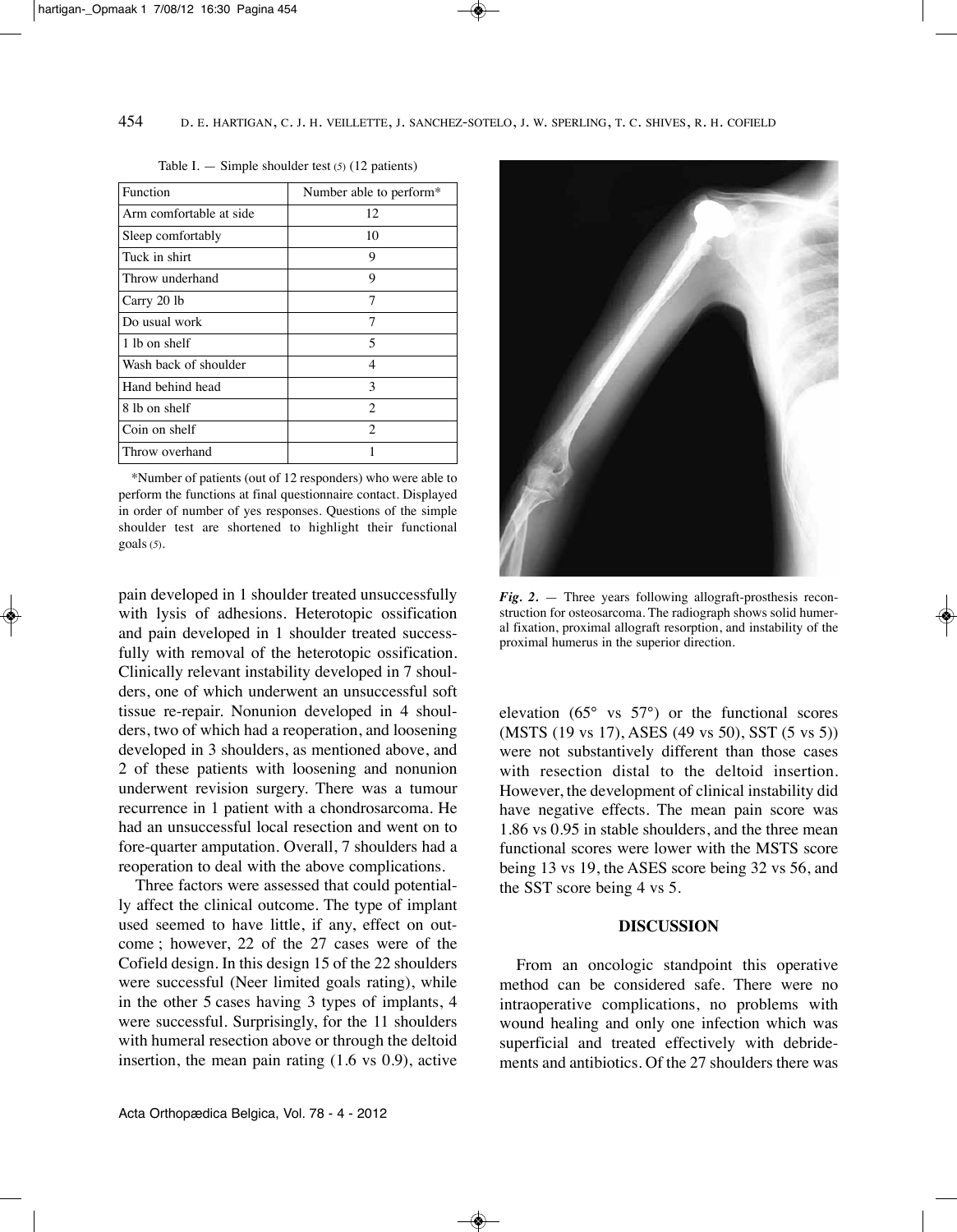Table I. — Simple shoulder test (5) (12 patients)

| Function | Number able to perform* |
|---|---|
| Arm comfortable at side | 12 |
| Sleep comfortably | 10 |
| Tuck in shirt | 9 |
| Throw underhand | 9 |
| Carry 20 lb | 7 |
| Do usual work | 7 |
| 1 lb on shelf | 5 |
| Wash back of shoulder | 4 |
| Hand behind head | 3 |
| 8 lb on shelf | 2 |
| Coin on shelf | 2 |
| Throw overhand | 1 |

*Number of patients (out of 12 responders) who were able to perform the functions at final questionnaire contact. Displayed in order of number of yes responses. Questions of the simple shoulder test are shortened to highlight their functional goals (5).

pain developed in 1 shoulder treated unsuccessfully with lysis of adhesions. Heterotopic ossification and pain developed in 1 shoulder treated successfully with removal of the heterotopic ossification. Clinically relevant instability developed in 7 shoulders, one of which underwent an unsuccessful soft tissue re-repair. Nonunion developed in 4 shoulders, two of which had a reoperation, and loosening developed in 3 shoulders, as mentioned above, and 2 of these patients with loosening and nonunion underwent revision surgery. There was a tumour recurrence in 1 patient with a chondrosarcoma. He had an unsuccessful local resection and went on to fore-quarter amputation. Overall, 7 shoulders had a reoperation to deal with the above complications.

Three factors were assessed that could potentially affect the clinical outcome. The type of implant used seemed to have little, if any, effect on outcome ; however, 22 of the 27 cases were of the Cofield design. In this design 15 of the 22 shoulders were successful (Neer limited goals rating), while in the other 5 cases having 3 types of implants, 4 were successful. Surprisingly, for the 11 shoulders with humeral resection above or through the deltoid insertion, the mean pain rating (1.6 vs 0.9), active elevation (65° vs 57°) or the functional scores (MSTS (19 vs 17), ASES (49 vs 50), SST (5 vs 5)) were not substantively different than those cases with resection distal to the deltoid insertion. However, the development of clinical instability did have negative effects. The mean pain score was 1.86 vs 0.95 in stable shoulders, and the three mean functional scores were lower with the MSTS score being 13 vs 19, the ASES score being 32 vs 56, and the SST score being 4 vs 5.

*Fig. 2.* — Three years following allograft-prosthesis reconstruction for osteosarcoma. The radiograph shows solid humeral fixation, proximal allograft resorption, and instability of the proximal humerus in the superior direction.

## DISCUSSION

From an oncologic standpoint this operative method can be considered safe. There were no intraoperative complications, no problems with wound healing and only one infection which was superficial and treated effectively with debridements and antibiotics. Of the 27 shoulders there was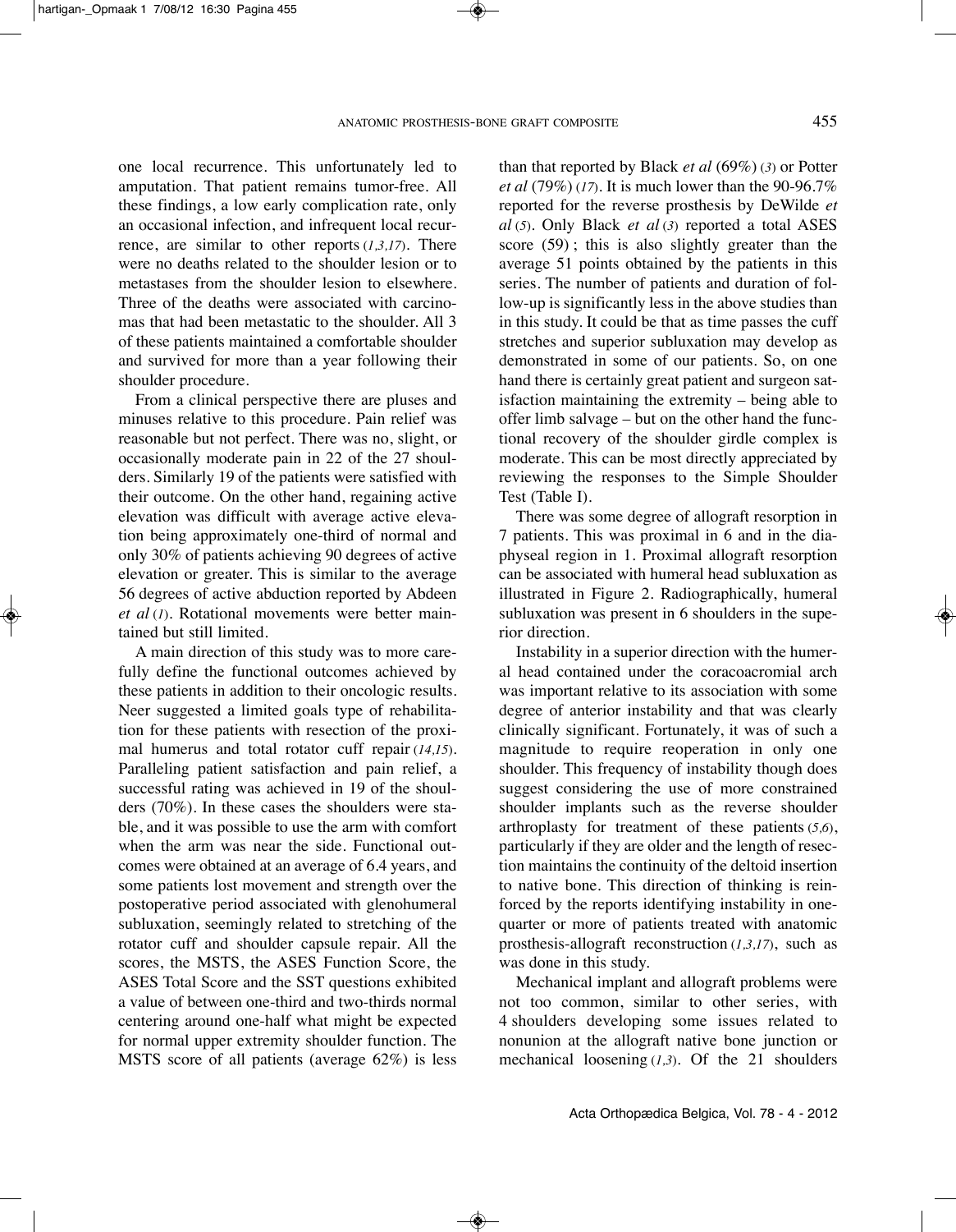one local recurrence. This unfortunately led to amputation. That patient remains tumor-free. All these findings, a low early complication rate, only an occasional infection, and infrequent local recurrence, are similar to other reports (*1,3,17*). There were no deaths related to the shoulder lesion or to metastases from the shoulder lesion to elsewhere. Three of the deaths were associated with carcinomas that had been metastatic to the shoulder. All 3 of these patients maintained a comfortable shoulder and survived for more than a year following their shoulder procedure.

From a clinical perspective there are pluses and minuses relative to this procedure. Pain relief was reasonable but not perfect. There was no, slight, or occasionally moderate pain in 22 of the 27 shoulders. Similarly 19 of the patients were satisfied with their outcome. On the other hand, regaining active elevation was difficult with average active elevation being approximately one-third of normal and only 30% of patients achieving 90 degrees of active elevation or greater. This is similar to the average 56 degrees of active abduction reported by Abdeen *et al* (*1*). Rotational movements were better maintained but still limited.

A main direction of this study was to more carefully define the functional outcomes achieved by these patients in addition to their oncologic results. Neer suggested a limited goals type of rehabilitation for these patients with resection of the proximal humerus and total rotator cuff repair (*14,15*). Paralleling patient satisfaction and pain relief, a successful rating was achieved in 19 of the shoulders (70%). In these cases the shoulders were stable, and it was possible to use the arm with comfort when the arm was near the side. Functional outcomes were obtained at an average of 6.4 years, and some patients lost movement and strength over the postoperative period associated with glenohumeral subluxation, seemingly related to stretching of the rotator cuff and shoulder capsule repair. All the scores, the MSTS, the ASES Function Score, the ASES Total Score and the SST questions exhibited a value of between one-third and two-thirds normal centering around one-half what might be expected for normal upper extremity shoulder function. The MSTS score of all patients (average 62%) is less than that reported by Black *et al* (69%) (*3*) or Potter *et al* (79%) (*17*). It is much lower than the 90-96.7% reported for the reverse prosthesis by DeWilde *et al* (*5*). Only Black *et al* (*3*) reported a total ASES score (59) ; this is also slightly greater than the average 51 points obtained by the patients in this series. The number of patients and duration of follow-up is significantly less in the above studies than in this study. It could be that as time passes the cuff stretches and superior subluxation may develop as demonstrated in some of our patients. So, on one hand there is certainly great patient and surgeon satisfaction maintaining the extremity – being able to offer limb salvage – but on the other hand the functional recovery of the shoulder girdle complex is moderate. This can be most directly appreciated by reviewing the responses to the Simple Shoulder Test (Table I).

There was some degree of allograft resorption in 7 patients. This was proximal in 6 and in the diaphyseal region in 1. Proximal allograft resorption can be associated with humeral head subluxation as illustrated in Figure 2. Radiographically, humeral subluxation was present in 6 shoulders in the superior direction.

Instability in a superior direction with the humeral head contained under the coracoacromial arch was important relative to its association with some degree of anterior instability and that was clearly clinically significant. Fortunately, it was of such a magnitude to require reoperation in only one shoulder. This frequency of instability though does suggest considering the use of more constrained shoulder implants such as the reverse shoulder arthroplasty for treatment of these patients (*5,6*), particularly if they are older and the length of resection maintains the continuity of the deltoid insertion to native bone. This direction of thinking is reinforced by the reports identifying instability in one-quarter or more of patients treated with anatomic prosthesis-allograft reconstruction (*1,3,17*), such as was done in this study.

Mechanical implant and allograft problems were not too common, similar to other series, with 4 shoulders developing some issues related to nonunion at the allograft native bone junction or mechanical loosening (*1,3*). Of the 21 shoulders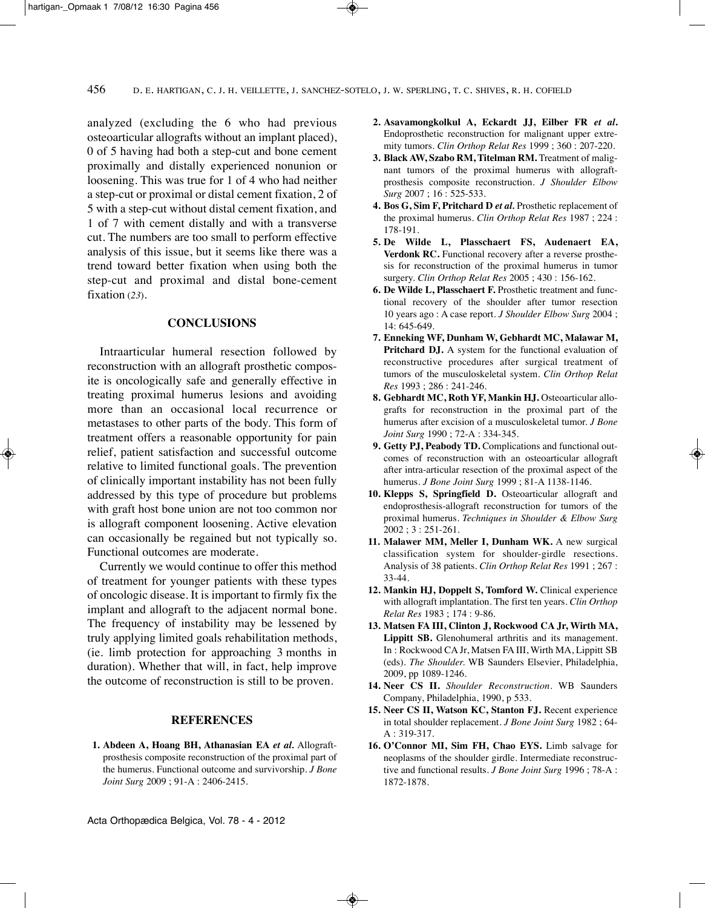analyzed (excluding the 6 who had previous osteoarticular allografts without an implant placed), 0 of 5 having had both a step-cut and bone cement proximally and distally experienced nonunion or loosening. This was true for 1 of 4 who had neither a step-cut or proximal or distal cement fixation, 2 of 5 with a step-cut without distal cement fixation, and 1 of 7 with cement distally and with a transverse cut. The numbers are too small to perform effective analysis of this issue, but it seems like there was a trend toward better fixation when using both the step-cut and proximal and distal bone-cement fixation (*23*).

## CONCLUSIONS

Intraarticular humeral resection followed by reconstruction with an allograft prosthetic composite is oncologically safe and generally effective in treating proximal humerus lesions and avoiding more than an occasional local recurrence or metastases to other parts of the body. This form of treatment offers a reasonable opportunity for pain relief, patient satisfaction and successful outcome relative to limited functional goals. The prevention of clinically important instability has not been fully addressed by this type of procedure but problems with graft host bone union are not too common nor is allograft component loosening. Active elevation can occasionally be regained but not typically so. Functional outcomes are moderate.

Currently we would continue to offer this method of treatment for younger patients with these types of oncologic disease. It is important to firmly fix the implant and allograft to the adjacent normal bone. The frequency of instability may be lessened by truly applying limited goals rehabilitation methods, (ie. limb protection for approaching 3 months in duration). Whether that will, in fact, help improve the outcome of reconstruction is still to be proven.

## REFERENCES

1. **Abdeen A, Hoang BH, Athanasian EA *et al.*** Allograft-prosthesis composite reconstruction of the proximal part of the humerus. Functional outcome and survivorship. *J Bone Joint Surg* 2009 ; 91-A : 2406-2415.
2. **Asavamongkolkul A, Eckardt JJ, Eilber FR *et al.*** Endoprosthetic reconstruction for malignant upper extremity tumors. *Clin Orthop Relat Res* 1999 ; 360 : 207-220.
3. **Black AW, Szabo RM, Titelman RM.** Treatment of malignant tumors of the proximal humerus with allograft-prosthesis composite reconstruction. *J Shoulder Elbow Surg* 2007 ; 16 : 525-533.
4. **Bos G, Sim F, Pritchard D *et al.*** Prosthetic replacement of the proximal humerus. *Clin Orthop Relat Res* 1987 ; 224 : 178-191.
5. **De Wilde L, Plasschaert FS, Audenaert EA, Verdonk RC.** Functional recovery after a reverse prosthesis for reconstruction of the proximal humerus in tumor surgery. *Clin Orthop Relat Res* 2005 ; 430 : 156-162.
6. **De Wilde L, Plasschaert F.** Prosthetic treatment and functional recovery of the shoulder after tumor resection 10 years ago : A case report. *J Shoulder Elbow Surg* 2004 ; 14: 645-649.
7. **Enneking WF, Dunham W, Gebhardt MC, Malawar M, Pritchard DJ.** A system for the functional evaluation of reconstructive procedures after surgical treatment of tumors of the musculoskeletal system. *Clin Orthop Relat Res* 1993 ; 286 : 241-246.
8. **Gebhardt MC, Roth YF, Mankin HJ.** Osteoarticular allografts for reconstruction in the proximal part of the humerus after excision of a musculoskeletal tumor. *J Bone Joint Surg* 1990 ; 72-A : 334-345.
9. **Getty PJ, Peabody TD.** Complications and functional outcomes of reconstruction with an osteoarticular allograft after intra-articular resection of the proximal aspect of the humerus. *J Bone Joint Surg* 1999 ; 81-A 1138-1146.
10. **Klepps S, Springfield D.** Osteoarticular allograft and endoprosthesis-allograft reconstruction for tumors of the proximal humerus. *Techniques in Shoulder & Elbow Surg* 2002 ; 3 : 251-261.
11. **Malawer MM, Meller I, Dunham WK.** A new surgical classification system for shoulder-girdle resections. Analysis of 38 patients. *Clin Orthop Relat Res* 1991 ; 267 : 33-44.
12. **Mankin HJ, Doppelt S, Tomford W.** Clinical experience with allograft implantation. The first ten years. *Clin Orthop Relat Res* 1983 ; 174 : 9-86.
13. **Matsen FA III, Clinton J, Rockwood CA Jr, Wirth MA, Lippitt SB.** Glenohumeral arthritis and its management. In : Rockwood CA Jr, Matsen FA III, Wirth MA, Lippitt SB (eds). *The Shoulder.* WB Saunders Elsevier, Philadelphia, 2009, pp 1089-1246.
14. **Neer CS II.** *Shoulder Reconstruction*. WB Saunders Company, Philadelphia, 1990, p 533.
15. **Neer CS II, Watson KC, Stanton FJ.** Recent experience in total shoulder replacement. *J Bone Joint Surg* 1982 ; 64-A : 319-317.
16. **O'Connor MI, Sim FH, Chao EYS.** Limb salvage for neoplasms of the shoulder girdle. Intermediate reconstructive and functional results. *J Bone Joint Surg* 1996 ; 78-A : 1872-1878.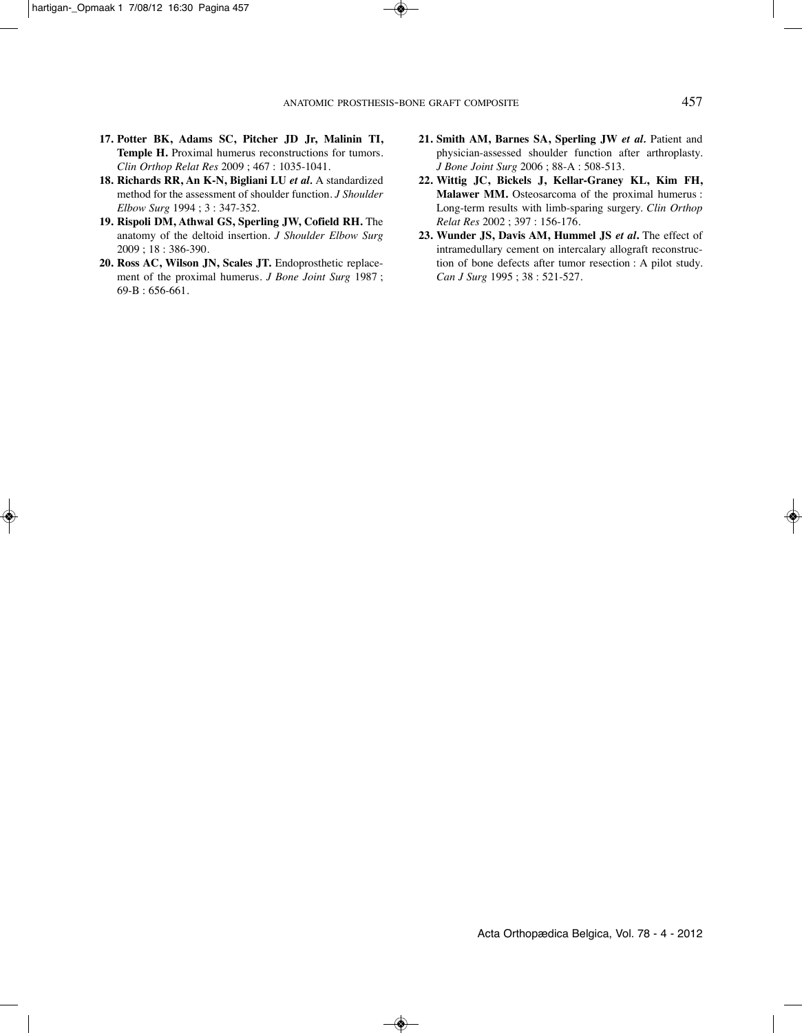17. **Potter BK, Adams SC, Pitcher JD Jr, Malinin TI, Temple H.** Proximal humerus reconstructions for tumors. *Clin Orthop Relat Res* 2009 ; 467 : 1035-1041.
18. **Richards RR, An K-N, Bigliani LU *et al*.** A standardized method for the assessment of shoulder function. *J Shoulder Elbow Surg* 1994 ; 3 : 347-352.
19. **Rispoli DM, Athwal GS, Sperling JW, Cofield RH.** The anatomy of the deltoid insertion. *J Shoulder Elbow Surg* 2009 ; 18 : 386-390.
20. **Ross AC, Wilson JN, Scales JT.** Endoprosthetic replacement of the proximal humerus. *J Bone Joint Surg* 1987 ; 69-B : 656-661.
21. **Smith AM, Barnes SA, Sperling JW *et al*.** Patient and physician-assessed shoulder function after arthroplasty. *J Bone Joint Surg* 2006 ; 88-A : 508-513.
22. **Wittig JC, Bickels J, Kellar-Graney KL, Kim FH, Malawer MM.** Osteosarcoma of the proximal humerus : Long-term results with limb-sparing surgery. *Clin Orthop Relat Res* 2002 ; 397 : 156-176.
23. **Wunder JS, Davis AM, Hummel JS *et al*.** The effect of intramedullary cement on intercalary allograft reconstruction of bone defects after tumor resection : A pilot study. *Can J Surg* 1995 ; 38 : 521-527.